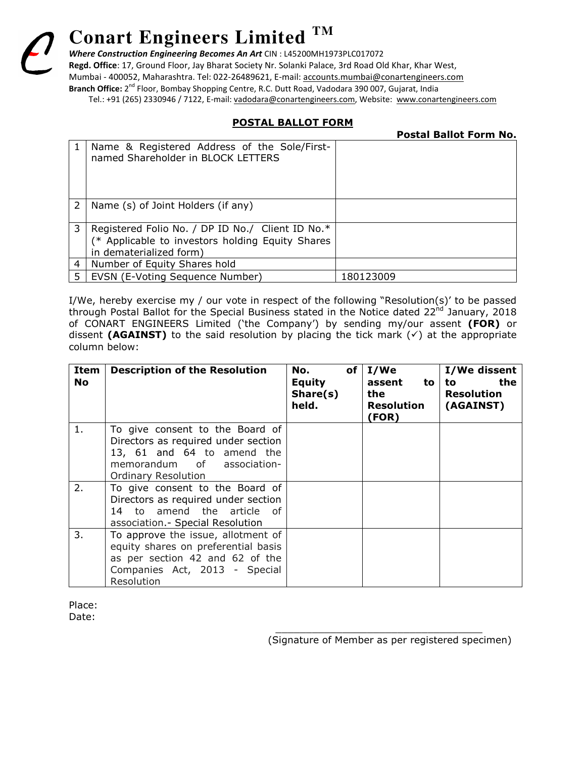# Conart Engineers Limited ™

***Where Construction Engineering Becomes An Art*** CIN : L45200MH1973PLC017072

**Regd. Office**: 17, Ground Floor, Jay Bharat Society Nr. Solanki Palace, 3rd Road Old Khar, Khar West, Mumbai - 400052, Maharashtra. Tel: 022-26489621, E-mail: accounts.mumbai@conartengineers.com

**Branch Office:** 2nd Floor, Bombay Shopping Centre, R.C. Dutt Road, Vadodara 390 007, Gujarat, India Tel.: +91 (265) 2330946 / 7122, E-mail: vadodara@conartengineers.com, Website: www.conartengineers.com

## POSTAL BALLOT FORM

**Postal Ballot Form No.**

| | | |
|---|---|---|
| 1 | Name & Registered Address of the Sole/First-named Shareholder in BLOCK LETTERS | |
| 2 | Name (s) of Joint Holders (if any) | |
| 3 | Registered Folio No. / DP ID No./ Client ID No.* (* Applicable to investors holding Equity Shares in dematerialized form) | |
| 4 | Number of Equity Shares hold | |
| 5 | EVSN (E-Voting Sequence Number) | 180123009 |

I/We, hereby exercise my / our vote in respect of the following "Resolution(s)' to be passed through Postal Ballot for the Special Business stated in the Notice dated 22nd January, 2018 of CONART ENGINEERS Limited ('the Company') by sending my/our assent **(FOR)** or dissent **(AGAINST)** to the said resolution by placing the tick mark (✓) at the appropriate column below:

| Item No | Description of the Resolution | No. of Equity Share(s) held. | I/We assent to the Resolution (FOR) | I/We dissent to the Resolution (AGAINST) |
|---|---|---|---|---|
| 1. | To give consent to the Board of Directors as required under section 13, 61 and 64 to amend the memorandum of association- Ordinary Resolution | | | |
| 2. | To give consent to the Board of Directors as required under section 14 to amend the article of association.- Special Resolution | | | |
| 3. | To approve the issue, allotment of equity shares on preferential basis as per section 42 and 62 of the Companies Act, 2013 - Special Resolution | | | |

Place:

Date:

\_\_\_\_\_\_\_\_\_\_\_\_\_\_\_\_\_\_\_\_\_\_\_\_\_\_\_\_\_\_\_\_\_\_\_\_

(Signature of Member as per registered specimen)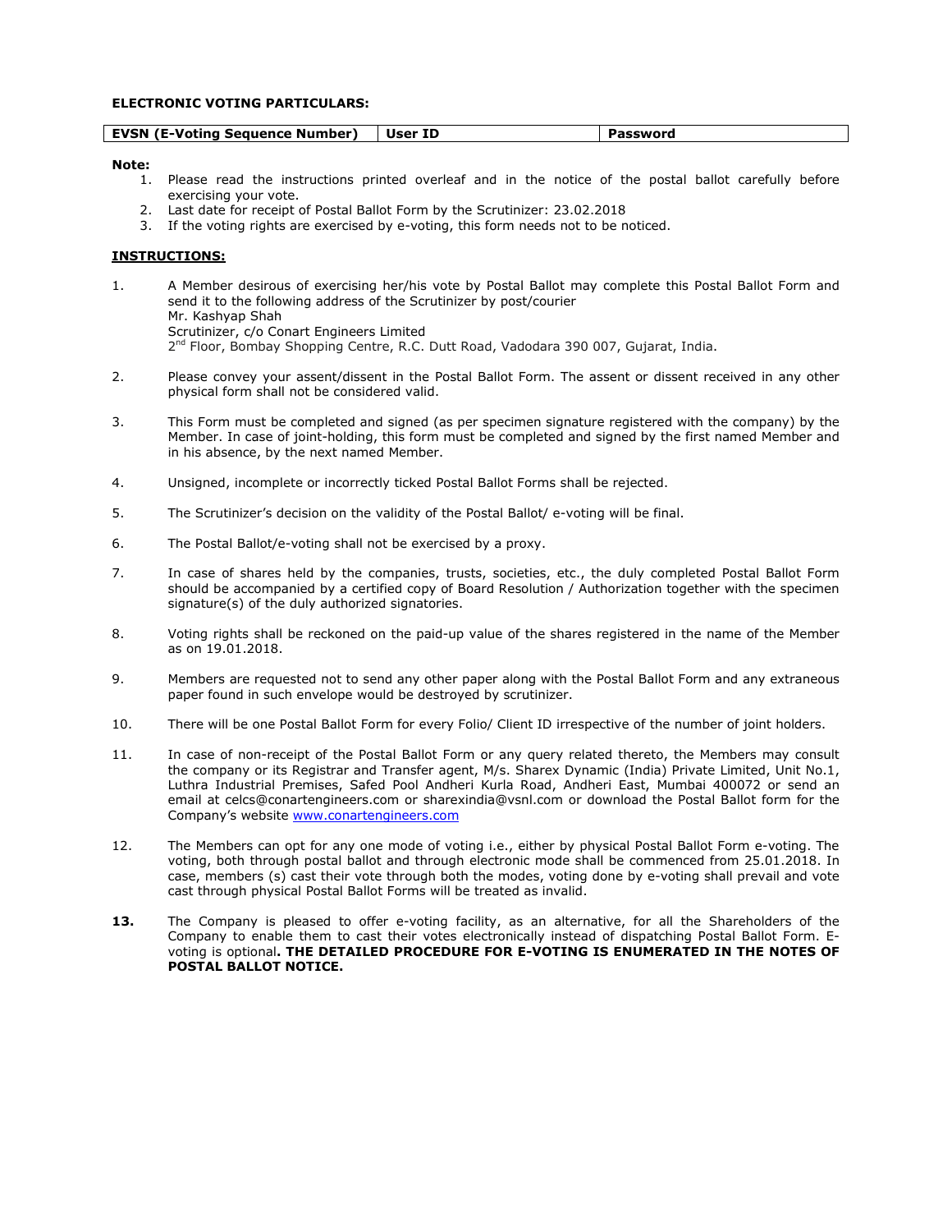**ELECTRONIC VOTING PARTICULARS:**

| EVSN (E-Voting Sequence Number) | User ID | Password |
|---|---|---|

**Note:**

1. Please read the instructions printed overleaf and in the notice of the postal ballot carefully before exercising your vote.
2. Last date for receipt of Postal Ballot Form by the Scrutinizer: 23.02.2018
3. If the voting rights are exercised by e-voting, this form needs not to be noticed.

**INSTRUCTIONS:**

1. A Member desirous of exercising her/his vote by Postal Ballot may complete this Postal Ballot Form and send it to the following address of the Scrutinizer by post/courier
   Mr. Kashyap Shah
   Scrutinizer, c/o Conart Engineers Limited
   2nd Floor, Bombay Shopping Centre, R.C. Dutt Road, Vadodara 390 007, Gujarat, India.

2. Please convey your assent/dissent in the Postal Ballot Form. The assent or dissent received in any other physical form shall not be considered valid.

3. This Form must be completed and signed (as per specimen signature registered with the company) by the Member. In case of joint-holding, this form must be completed and signed by the first named Member and in his absence, by the next named Member.

4. Unsigned, incomplete or incorrectly ticked Postal Ballot Forms shall be rejected.

5. The Scrutinizer's decision on the validity of the Postal Ballot/ e-voting will be final.

6. The Postal Ballot/e-voting shall not be exercised by a proxy.

7. In case of shares held by the companies, trusts, societies, etc., the duly completed Postal Ballot Form should be accompanied by a certified copy of Board Resolution / Authorization together with the specimen signature(s) of the duly authorized signatories.

8. Voting rights shall be reckoned on the paid-up value of the shares registered in the name of the Member as on 19.01.2018.

9. Members are requested not to send any other paper along with the Postal Ballot Form and any extraneous paper found in such envelope would be destroyed by scrutinizer.

10. There will be one Postal Ballot Form for every Folio/ Client ID irrespective of the number of joint holders.

11. In case of non-receipt of the Postal Ballot Form or any query related thereto, the Members may consult the company or its Registrar and Transfer agent, M/s. Sharex Dynamic (India) Private Limited, Unit No.1, Luthra Industrial Premises, Safed Pool Andheri Kurla Road, Andheri East, Mumbai 400072 or send an email at celcs@conartengineers.com or sharexindia@vsnl.com or download the Postal Ballot form for the Company's website [www.conartengineers.com](http://www.conartengineers.com)

12. The Members can opt for any one mode of voting i.e., either by physical Postal Ballot Form e-voting. The voting, both through postal ballot and through electronic mode shall be commenced from 25.01.2018. In case, members (s) cast their vote through both the modes, voting done by e-voting shall prevail and vote cast through physical Postal Ballot Forms will be treated as invalid.

13. The Company is pleased to offer e-voting facility, as an alternative, for all the Shareholders of the Company to enable them to cast their votes electronically instead of dispatching Postal Ballot Form. E-voting is optional**. THE DETAILED PROCEDURE FOR E-VOTING IS ENUMERATED IN THE NOTES OF POSTAL BALLOT NOTICE.**